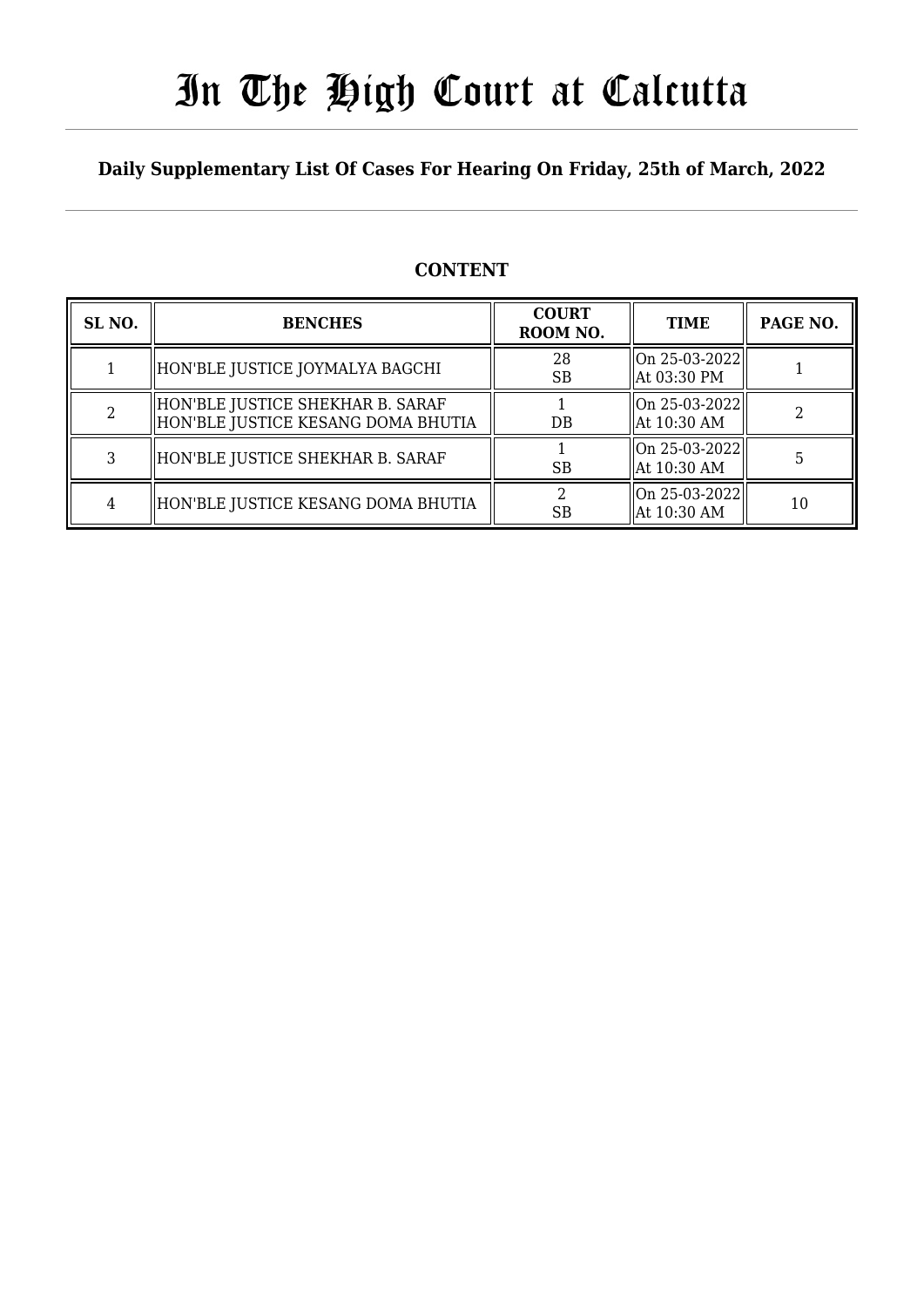# In The High Court at Calcutta

**Daily Supplementary List Of Cases For Hearing On Friday, 25th of March, 2022**

## CONTENT

| SL NO. | BENCHES | COURT ROOM NO. | TIME | PAGE NO. |
|---|---|---|---|---|
| 1 | HON'BLE JUSTICE JOYMALYA BAGCHI | 28 SB | On 25-03-2022 At 03:30 PM | 1 |
| 2 | HON'BLE JUSTICE SHEKHAR B. SARAF HON'BLE JUSTICE KESANG DOMA BHUTIA | 1 DB | On 25-03-2022 At 10:30 AM | 2 |
| 3 | HON'BLE JUSTICE SHEKHAR B. SARAF | 1 SB | On 25-03-2022 At 10:30 AM | 5 |
| 4 | HON'BLE JUSTICE KESANG DOMA BHUTIA | 2 SB | On 25-03-2022 At 10:30 AM | 10 |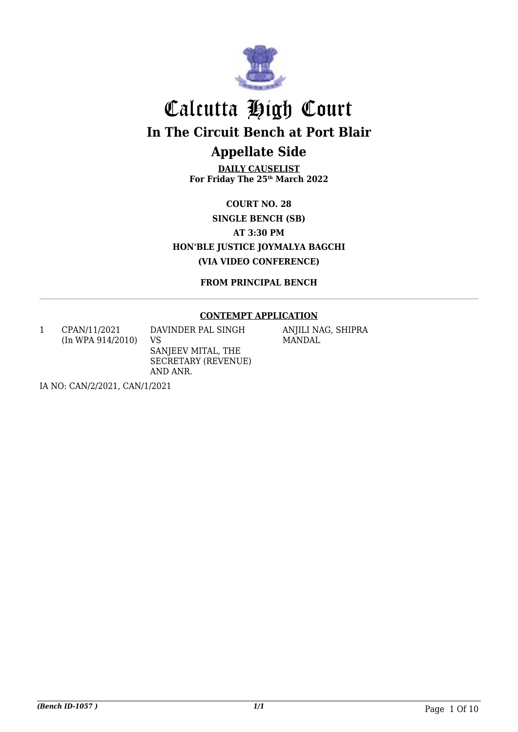# Calcutta High Court

## In The Circuit Bench at Port Blair

## Appellate Side

**DAILY CAUSELIST**
**For Friday The 25th March 2022**

**COURT NO. 28**

**SINGLE BENCH (SB)**

**AT 3:30 PM**

**HON'BLE JUSTICE JOYMALYA BAGCHI**

**(VIA VIDEO CONFERENCE)**

**FROM PRINCIPAL BENCH**

**CONTEMPT APPLICATION**

| | | | |
|---|---|---|---|
| 1 | CPAN/11/2021 (In WPA 914/2010) | DAVINDER PAL SINGH VS SANJEEV MITAL, THE SECRETARY (REVENUE) AND ANR. | ANJILI NAG, SHIPRA MANDAL |

IA NO: CAN/2/2021, CAN/1/2021

*(Bench ID-1057 )*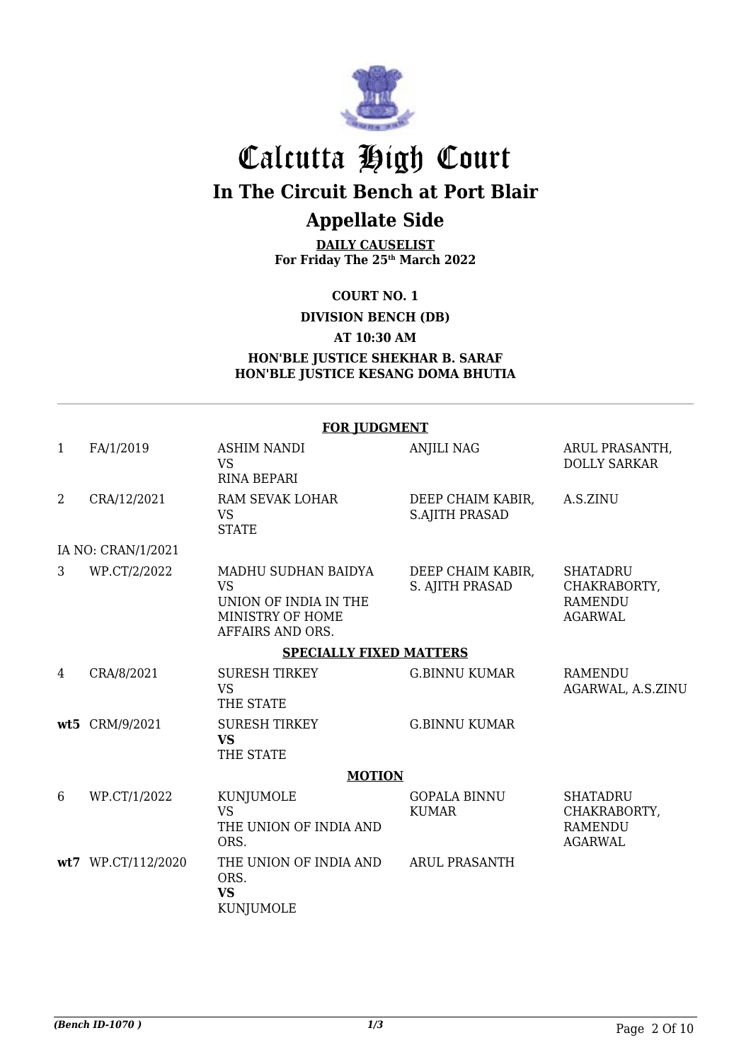# Calcutta High Court

## In The Circuit Bench at Port Blair

## Appellate Side

**DAILY CAUSELIST**
**For Friday The 25th March 2022**

**COURT NO. 1**

**DIVISION BENCH (DB)**

**AT 10:30 AM**

**HON'BLE JUSTICE SHEKHAR B. SARAF**
**HON'BLE JUSTICE KESANG DOMA BHUTIA**

**FOR JUDGMENT**

| | | | | |
|---|---|---|---|---|
| 1 | FA/1/2019 | ASHIM NANDI<br>VS<br>RINA BEPARI | ANJILI NAG | ARUL PRASANTH, DOLLY SARKAR |
| 2 | CRA/12/2021 | RAM SEVAK LOHAR<br>VS<br>STATE | DEEP CHAIM KABIR, S.AJITH PRASAD | A.S.ZINU |
| | IA NO: CRAN/1/2021 | | | |
| 3 | WP.CT/2/2022 | MADHU SUDHAN BAIDYA<br>VS<br>UNION OF INDIA IN THE MINISTRY OF HOME AFFAIRS AND ORS. | DEEP CHAIM KABIR, S. AJITH PRASAD | SHATADRU CHAKRABORTY, RAMENDU AGARWAL |

**SPECIALLY FIXED MATTERS**

| | | | | |
|---|---|---|---|---|
| 4 | CRA/8/2021 | SURESH TIRKEY<br>VS<br>THE STATE | G.BINNU KUMAR | RAMENDU AGARWAL, A.S.ZINU |
| **wt5** | CRM/9/2021 | SURESH TIRKEY<br>**VS**<br>THE STATE | G.BINNU KUMAR | |

**MOTION**

| | | | | |
|---|---|---|---|---|
| 6 | WP.CT/1/2022 | KUNJUMOLE<br>VS<br>THE UNION OF INDIA AND ORS. | GOPALA BINNU KUMAR | SHATADRU CHAKRABORTY, RAMENDU AGARWAL |
| **wt7** | WP.CT/112/2020 | THE UNION OF INDIA AND ORS.<br>**VS**<br>KUNJUMOLE | ARUL PRASANTH | |

*(Bench ID-1070 )* *1/3*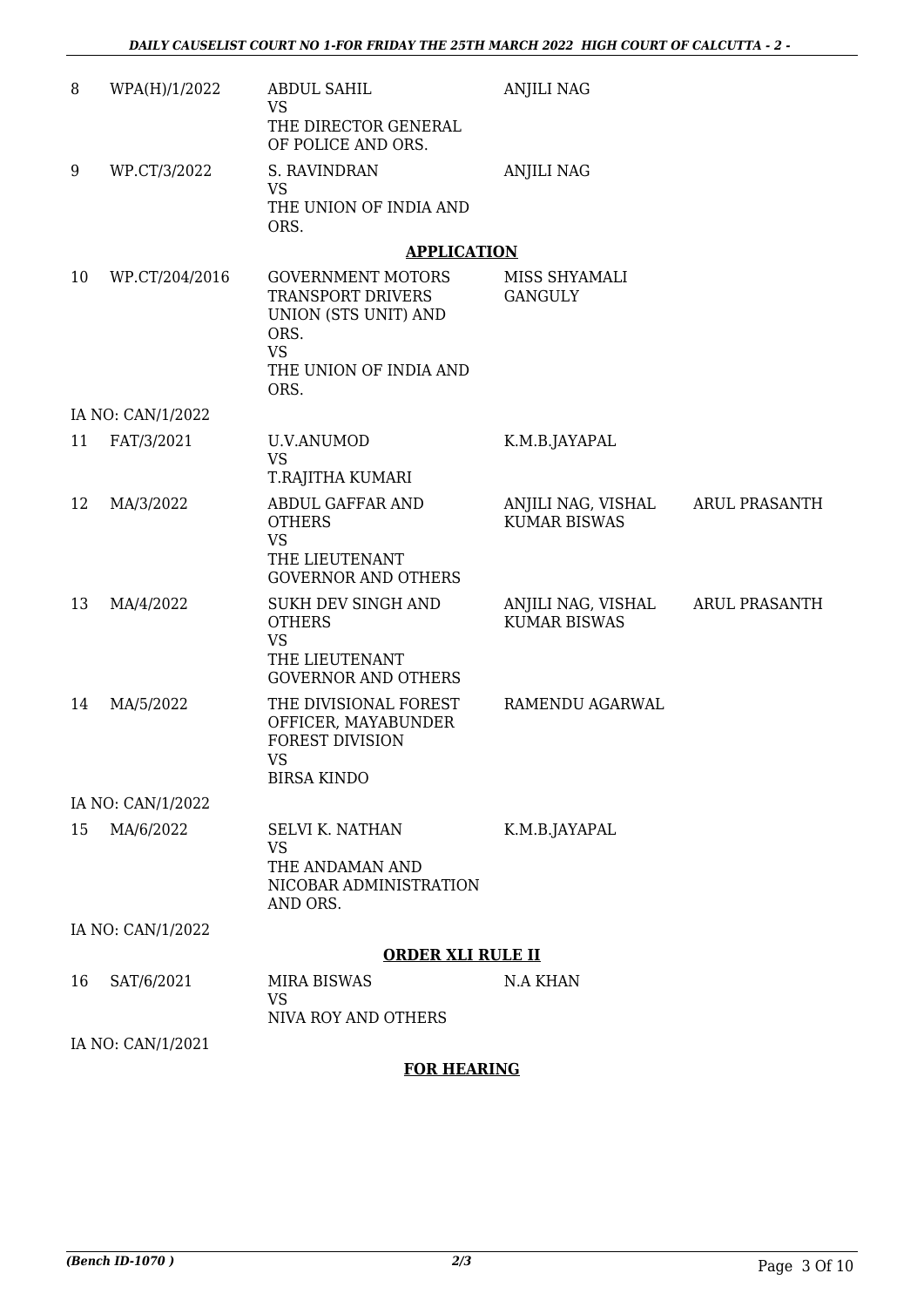| | | | | |
|---|---|---|---|---|
| 8 | WPA(H)/1/2022 | ABDUL SAHIL<br>VS<br>THE DIRECTOR GENERAL OF POLICE AND ORS. | ANJILI NAG | |
| 9 | WP.CT/3/2022 | S. RAVINDRAN<br>VS<br>THE UNION OF INDIA AND ORS. | ANJILI NAG | |

**APPLICATION**

| | | | | |
|---|---|---|---|---|
| 10 | WP.CT/204/2016 | GOVERNMENT MOTORS TRANSPORT DRIVERS UNION (STS UNIT) AND ORS.<br>VS<br>THE UNION OF INDIA AND ORS. | MISS SHYAMALI GANGULY | |
| | IA NO: CAN/1/2022 | | | |
| 11 | FAT/3/2021 | U.V.ANUMOD<br>VS<br>T.RAJITHA KUMARI | K.M.B.JAYAPAL | |
| 12 | MA/3/2022 | ABDUL GAFFAR AND OTHERS<br>VS<br>THE LIEUTENANT GOVERNOR AND OTHERS | ANJILI NAG, VISHAL KUMAR BISWAS | ARUL PRASANTH |
| 13 | MA/4/2022 | SUKH DEV SINGH AND OTHERS<br>VS<br>THE LIEUTENANT GOVERNOR AND OTHERS | ANJILI NAG, VISHAL KUMAR BISWAS | ARUL PRASANTH |
| 14 | MA/5/2022 | THE DIVISIONAL FOREST OFFICER, MAYABUNDER FOREST DIVISION<br>VS<br>BIRSA KINDO | RAMENDU AGARWAL | |
| | IA NO: CAN/1/2022 | | | |
| 15 | MA/6/2022 | SELVI K. NATHAN<br>VS<br>THE ANDAMAN AND NICOBAR ADMINISTRATION AND ORS. | K.M.B.JAYAPAL | |
| | IA NO: CAN/1/2022 | | | |

**ORDER XLI RULE II**

| | | | | |
|---|---|---|---|---|
| 16 | SAT/6/2021 | MIRA BISWAS<br>VS<br>NIVA ROY AND OTHERS | N.A KHAN | |
| | IA NO: CAN/1/2021 | | | |

**FOR HEARING**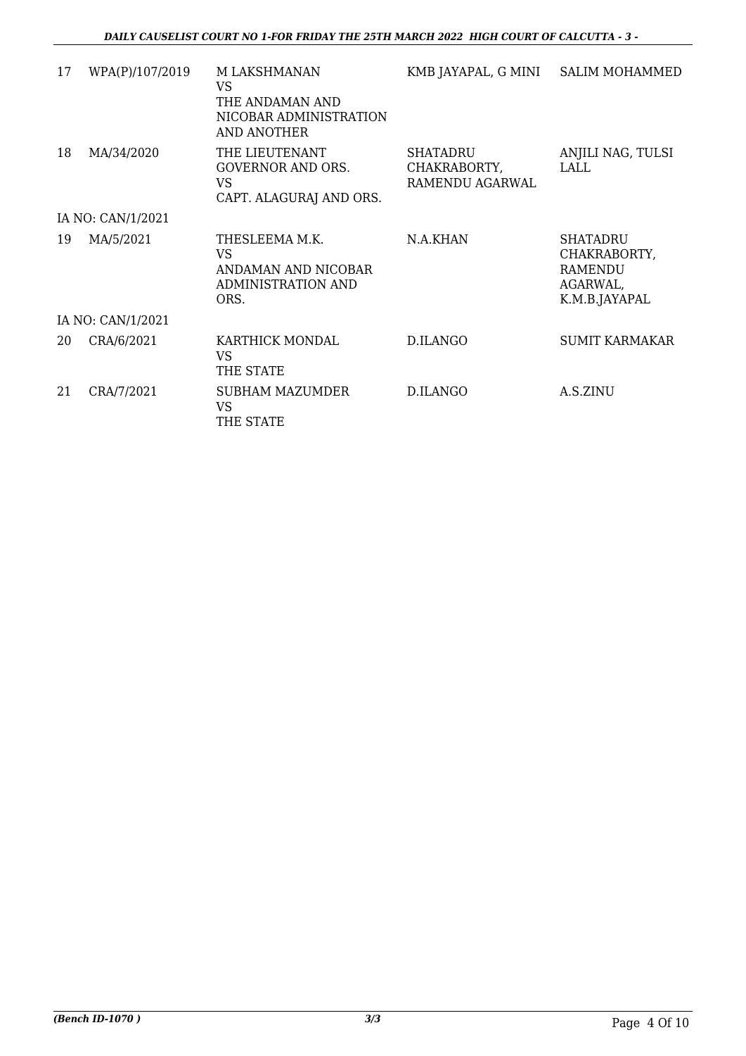| 17 | WPA(P)/107/2019 | M LAKSHMANAN<br>VS<br>THE ANDAMAN AND NICOBAR ADMINISTRATION AND ANOTHER | KMB JAYAPAL, G MINI | SALIM MOHAMMED |
|---|---|---|---|---|
| 18 | MA/34/2020 | THE LIEUTENANT GOVERNOR AND ORS.<br>VS<br>CAPT. ALAGURAJ AND ORS. | SHATADRU CHAKRABORTY, RAMENDU AGARWAL | ANJILI NAG, TULSI LALL |
| IA NO: CAN/1/2021 | | | | |
| 19 | MA/5/2021 | THESLEEMA M.K.<br>VS<br>ANDAMAN AND NICOBAR ADMINISTRATION AND ORS. | N.A.KHAN | SHATADRU CHAKRABORTY, RAMENDU AGARWAL, K.M.B.JAYAPAL |
| IA NO: CAN/1/2021 | | | | |
| 20 | CRA/6/2021 | KARTHICK MONDAL<br>VS<br>THE STATE | D.ILANGO | SUMIT KARMAKAR |
| 21 | CRA/7/2021 | SUBHAM MAZUMDER<br>VS<br>THE STATE | D.ILANGO | A.S.ZINU |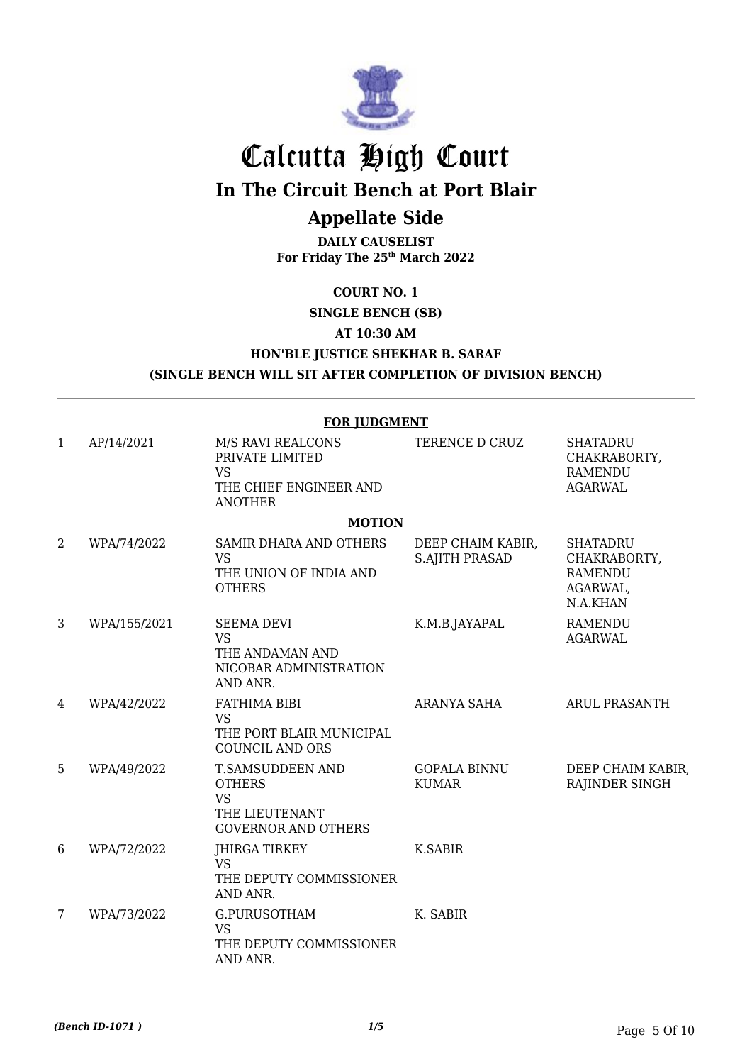# Calcutta High Court

## In The Circuit Bench at Port Blair

## Appellate Side

**DAILY CAUSELIST**
**For Friday The 25th March 2022**

**COURT NO. 1**

**SINGLE BENCH (SB)**

**AT 10:30 AM**

**HON'BLE JUSTICE SHEKHAR B. SARAF**

**(SINGLE BENCH WILL SIT AFTER COMPLETION OF DIVISION BENCH)**

**FOR JUDGMENT**

| | | | | |
|---|---|---|---|---|
| 1 | AP/14/2021 | M/S RAVI REALCONS PRIVATE LIMITED<br>VS<br>THE CHIEF ENGINEER AND ANOTHER | TERENCE D CRUZ | SHATADRU CHAKRABORTY, RAMENDU AGARWAL |

**MOTION**

| | | | | |
|---|---|---|---|---|
| 2 | WPA/74/2022 | SAMIR DHARA AND OTHERS<br>VS<br>THE UNION OF INDIA AND OTHERS | DEEP CHAIM KABIR, S.AJITH PRASAD | SHATADRU CHAKRABORTY, RAMENDU AGARWAL, N.A.KHAN |
| 3 | WPA/155/2021 | SEEMA DEVI<br>VS<br>THE ANDAMAN AND NICOBAR ADMINISTRATION AND ANR. | K.M.B.JAYAPAL | RAMENDU AGARWAL |
| 4 | WPA/42/2022 | FATHIMA BIBI<br>VS<br>THE PORT BLAIR MUNICIPAL COUNCIL AND ORS | ARANYA SAHA | ARUL PRASANTH |
| 5 | WPA/49/2022 | T.SAMSUDDEEN AND OTHERS<br>VS<br>THE LIEUTENANT GOVERNOR AND OTHERS | GOPALA BINNU KUMAR | DEEP CHAIM KABIR, RAJINDER SINGH |
| 6 | WPA/72/2022 | JHIRGA TIRKEY<br>VS<br>THE DEPUTY COMMISSIONER AND ANR. | K.SABIR | |
| 7 | WPA/73/2022 | G.PURUSOTHAM<br>VS<br>THE DEPUTY COMMISSIONER AND ANR. | K. SABIR | |

*(Bench ID-1071 )* 1/5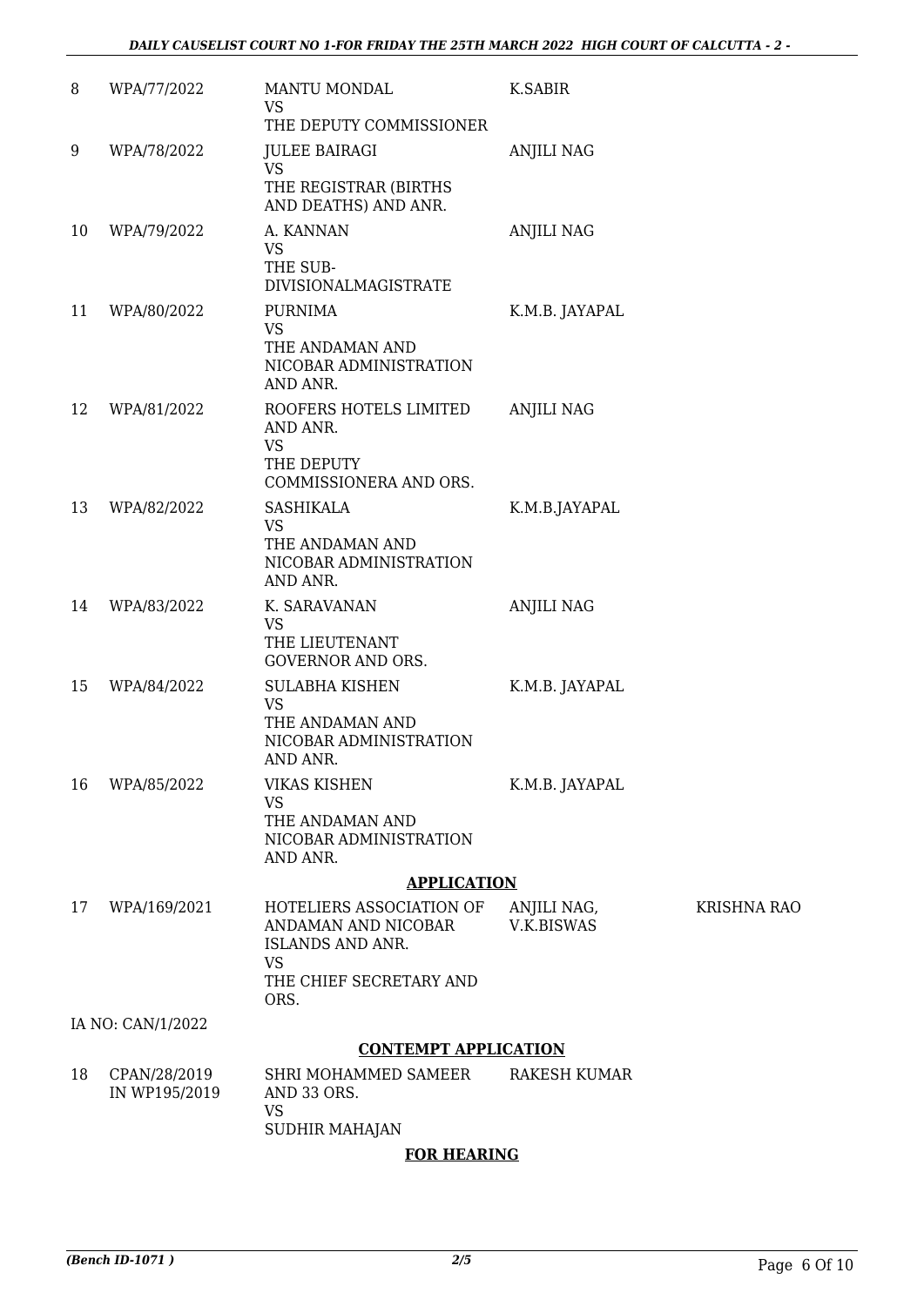| 8 | WPA/77/2022 | MANTU MONDAL<br>VS<br>THE DEPUTY COMMISSIONER | K.SABIR | |
|---|---|---|---|---|
| 9 | WPA/78/2022 | JULEE BAIRAGI<br>VS<br>THE REGISTRAR (BIRTHS AND DEATHS) AND ANR. | ANJILI NAG | |
| 10 | WPA/79/2022 | A. KANNAN<br>VS<br>THE SUB-DIVISIONALMAGISTRATE | ANJILI NAG | |
| 11 | WPA/80/2022 | PURNIMA<br>VS<br>THE ANDAMAN AND NICOBAR ADMINISTRATION AND ANR. | K.M.B. JAYAPAL | |
| 12 | WPA/81/2022 | ROOFERS HOTELS LIMITED AND ANR.<br>VS<br>THE DEPUTY COMMISSIONERA AND ORS. | ANJILI NAG | |
| 13 | WPA/82/2022 | SASHIKALA<br>VS<br>THE ANDAMAN AND NICOBAR ADMINISTRATION AND ANR. | K.M.B.JAYAPAL | |
| 14 | WPA/83/2022 | K. SARAVANAN<br>VS<br>THE LIEUTENANT GOVERNOR AND ORS. | ANJILI NAG | |
| 15 | WPA/84/2022 | SULABHA KISHEN<br>VS<br>THE ANDAMAN AND NICOBAR ADMINISTRATION AND ANR. | K.M.B. JAYAPAL | |
| 16 | WPA/85/2022 | VIKAS KISHEN<br>VS<br>THE ANDAMAN AND NICOBAR ADMINISTRATION AND ANR. | K.M.B. JAYAPAL | |

**APPLICATION**

| 17 | WPA/169/2021 | HOTELIERS ASSOCIATION OF ANDAMAN AND NICOBAR ISLANDS AND ANR.<br>VS<br>THE CHIEF SECRETARY AND ORS. | ANJILI NAG,<br>V.K.BISWAS | KRISHNA RAO |
|---|---|---|---|---|

IA NO: CAN/1/2022

**CONTEMPT APPLICATION**

| 18 | CPAN/28/2019<br>IN WP195/2019 | SHRI MOHAMMED SAMEER AND 33 ORS.<br>VS<br>SUDHIR MAHAJAN | RAKESH KUMAR |
|---|---|---|---|

**FOR HEARING**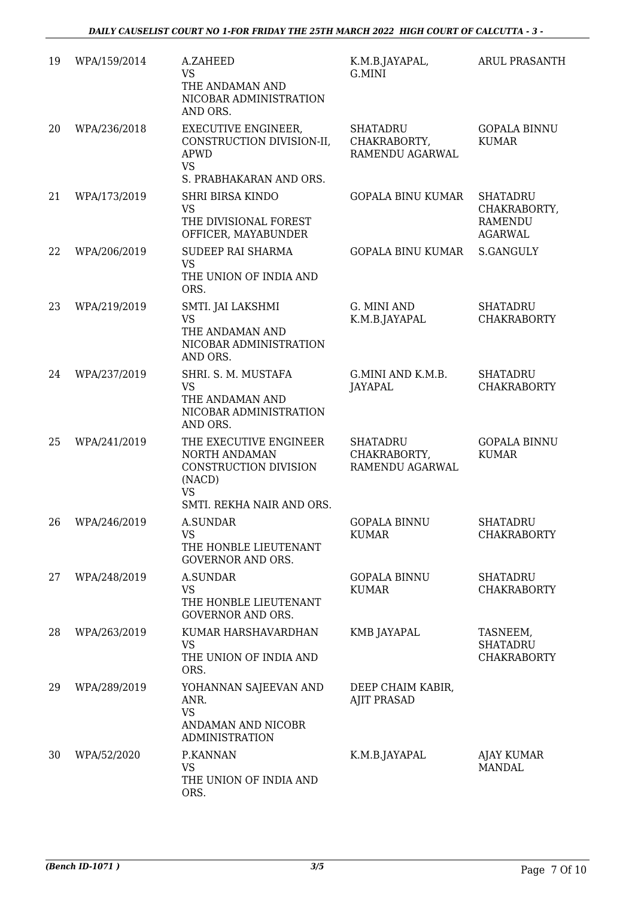| 19 | WPA/159/2014 | A.ZAHEED<br>VS<br>THE ANDAMAN AND NICOBAR ADMINISTRATION AND ORS. | K.M.B.JAYAPAL, G.MINI | ARUL PRASANTH |
|---|---|---|---|---|
| 20 | WPA/236/2018 | EXECUTIVE ENGINEER, CONSTRUCTION DIVISION-II, APWD<br>VS<br>S. PRABHAKARAN AND ORS. | SHATADRU CHAKRABORTY, RAMENDU AGARWAL | GOPALA BINNU KUMAR |
| 21 | WPA/173/2019 | SHRI BIRSA KINDO<br>VS<br>THE DIVISIONAL FOREST OFFICER, MAYABUNDER | GOPALA BINU KUMAR | SHATADRU CHAKRABORTY, RAMENDU AGARWAL |
| 22 | WPA/206/2019 | SUDEEP RAI SHARMA<br>VS<br>THE UNION OF INDIA AND ORS. | GOPALA BINU KUMAR | S.GANGULY |
| 23 | WPA/219/2019 | SMTI. JAI LAKSHMI<br>VS<br>THE ANDAMAN AND NICOBAR ADMINISTRATION AND ORS. | G. MINI AND K.M.B.JAYAPAL | SHATADRU CHAKRABORTY |
| 24 | WPA/237/2019 | SHRI. S. M. MUSTAFA<br>VS<br>THE ANDAMAN AND NICOBAR ADMINISTRATION AND ORS. | G.MINI AND K.M.B. JAYAPAL | SHATADRU CHAKRABORTY |
| 25 | WPA/241/2019 | THE EXECUTIVE ENGINEER NORTH ANDAMAN CONSTRUCTION DIVISION (NACD)<br>VS<br>SMTI. REKHA NAIR AND ORS. | SHATADRU CHAKRABORTY, RAMENDU AGARWAL | GOPALA BINNU KUMAR |
| 26 | WPA/246/2019 | A.SUNDAR<br>VS<br>THE HONBLE LIEUTENANT GOVERNOR AND ORS. | GOPALA BINNU KUMAR | SHATADRU CHAKRABORTY |
| 27 | WPA/248/2019 | A.SUNDAR<br>VS<br>THE HONBLE LIEUTENANT GOVERNOR AND ORS. | GOPALA BINNU KUMAR | SHATADRU CHAKRABORTY |
| 28 | WPA/263/2019 | KUMAR HARSHAVARDHAN<br>VS<br>THE UNION OF INDIA AND ORS. | KMB JAYAPAL | TASNEEM, SHATADRU CHAKRABORTY |
| 29 | WPA/289/2019 | YOHANNAN SAJEEVAN AND ANR.<br>VS<br>ANDAMAN AND NICOBR ADMINISTRATION | DEEP CHAIM KABIR, AJIT PRASAD | |
| 30 | WPA/52/2020 | P.KANNAN<br>VS<br>THE UNION OF INDIA AND ORS. | K.M.B.JAYAPAL | AJAY KUMAR MANDAL |

(Bench ID-1071 )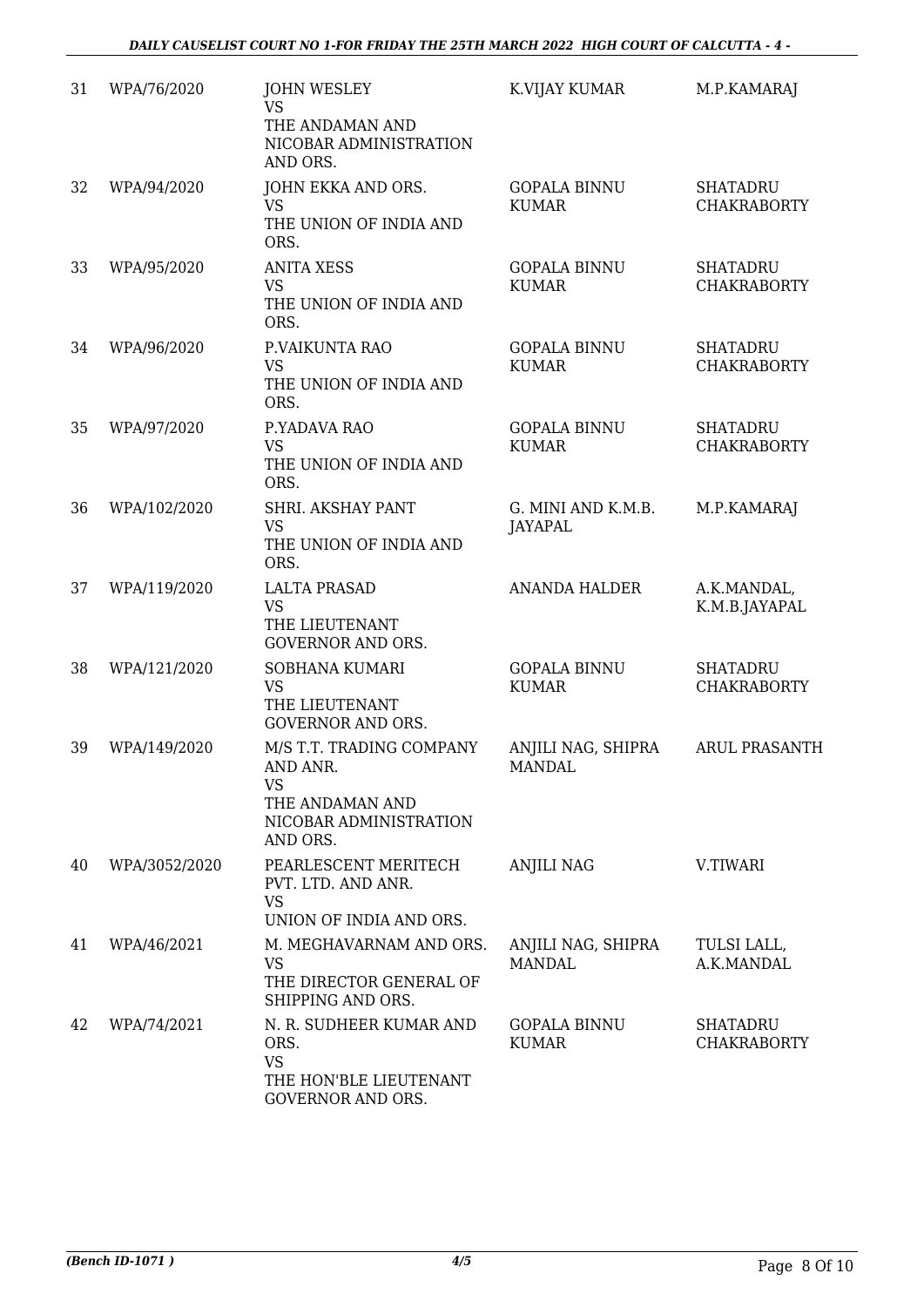| 31 | WPA/76/2020 | JOHN WESLEY<br>VS<br>THE ANDAMAN AND NICOBAR ADMINISTRATION AND ORS. | K.VIJAY KUMAR | M.P.KAMARAJ |
|---|---|---|---|---|
| 32 | WPA/94/2020 | JOHN EKKA AND ORS.<br>VS<br>THE UNION OF INDIA AND ORS. | GOPALA BINNU KUMAR | SHATADRU CHAKRABORTY |
| 33 | WPA/95/2020 | ANITA XESS<br>VS<br>THE UNION OF INDIA AND ORS. | GOPALA BINNU KUMAR | SHATADRU CHAKRABORTY |
| 34 | WPA/96/2020 | P.VAIKUNTA RAO<br>VS<br>THE UNION OF INDIA AND ORS. | GOPALA BINNU KUMAR | SHATADRU CHAKRABORTY |
| 35 | WPA/97/2020 | P.YADAVA RAO<br>VS<br>THE UNION OF INDIA AND ORS. | GOPALA BINNU KUMAR | SHATADRU CHAKRABORTY |
| 36 | WPA/102/2020 | SHRI. AKSHAY PANT<br>VS<br>THE UNION OF INDIA AND ORS. | G. MINI AND K.M.B. JAYAPAL | M.P.KAMARAJ |
| 37 | WPA/119/2020 | LALTA PRASAD<br>VS<br>THE LIEUTENANT GOVERNOR AND ORS. | ANANDA HALDER | A.K.MANDAL, K.M.B.JAYAPAL |
| 38 | WPA/121/2020 | SOBHANA KUMARI<br>VS<br>THE LIEUTENANT GOVERNOR AND ORS. | GOPALA BINNU KUMAR | SHATADRU CHAKRABORTY |
| 39 | WPA/149/2020 | M/S T.T. TRADING COMPANY AND ANR.<br>VS<br>THE ANDAMAN AND NICOBAR ADMINISTRATION AND ORS. | ANJILI NAG, SHIPRA MANDAL | ARUL PRASANTH |
| 40 | WPA/3052/2020 | PEARLESCENT MERITECH PVT. LTD. AND ANR.<br>VS<br>UNION OF INDIA AND ORS. | ANJILI NAG | V.TIWARI |
| 41 | WPA/46/2021 | M. MEGHAVARNAM AND ORS.<br>VS<br>THE DIRECTOR GENERAL OF SHIPPING AND ORS. | ANJILI NAG, SHIPRA MANDAL | TULSI LALL, A.K.MANDAL |
| 42 | WPA/74/2021 | N. R. SUDHEER KUMAR AND ORS.<br>VS<br>THE HON'BLE LIEUTENANT GOVERNOR AND ORS. | GOPALA BINNU KUMAR | SHATADRU CHAKRABORTY |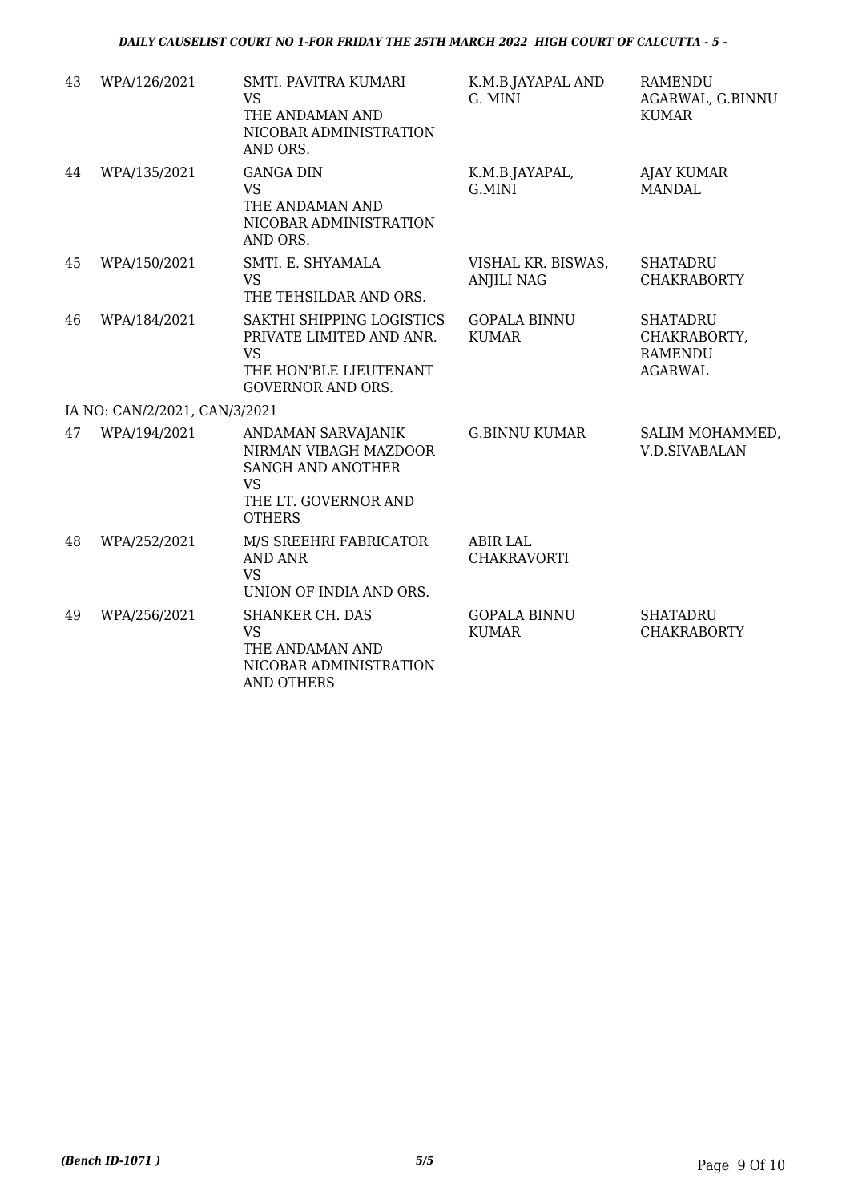| 43 | WPA/126/2021 | SMTI. PAVITRA KUMARI<br>VS<br>THE ANDAMAN AND NICOBAR ADMINISTRATION AND ORS. | K.M.B.JAYAPAL AND G. MINI | RAMENDU AGARWAL, G.BINNU KUMAR |
|---|---|---|---|---|
| 44 | WPA/135/2021 | GANGA DIN<br>VS<br>THE ANDAMAN AND NICOBAR ADMINISTRATION AND ORS. | K.M.B.JAYAPAL, G.MINI | AJAY KUMAR MANDAL |
| 45 | WPA/150/2021 | SMTI. E. SHYAMALA<br>VS<br>THE TEHSILDAR AND ORS. | VISHAL KR. BISWAS, ANJILI NAG | SHATADRU CHAKRABORTY |
| 46 | WPA/184/2021 | SAKTHI SHIPPING LOGISTICS PRIVATE LIMITED AND ANR.<br>VS<br>THE HON'BLE LIEUTENANT GOVERNOR AND ORS. | GOPALA BINNU KUMAR | SHATADRU CHAKRABORTY, RAMENDU AGARWAL |
| IA NO: CAN/2/2021, CAN/3/2021 | | | | |
| 47 | WPA/194/2021 | ANDAMAN SARVAJANIK NIRMAN VIBAGH MAZDOOR SANGH AND ANOTHER<br>VS<br>THE LT. GOVERNOR AND OTHERS | G.BINNU KUMAR | SALIM MOHAMMED, V.D.SIVABALAN |
| 48 | WPA/252/2021 | M/S SREEHRI FABRICATOR AND ANR<br>VS<br>UNION OF INDIA AND ORS. | ABIR LAL CHAKRAVORTI | |
| 49 | WPA/256/2021 | SHANKER CH. DAS<br>VS<br>THE ANDAMAN AND NICOBAR ADMINISTRATION AND OTHERS | GOPALA BINNU KUMAR | SHATADRU CHAKRABORTY |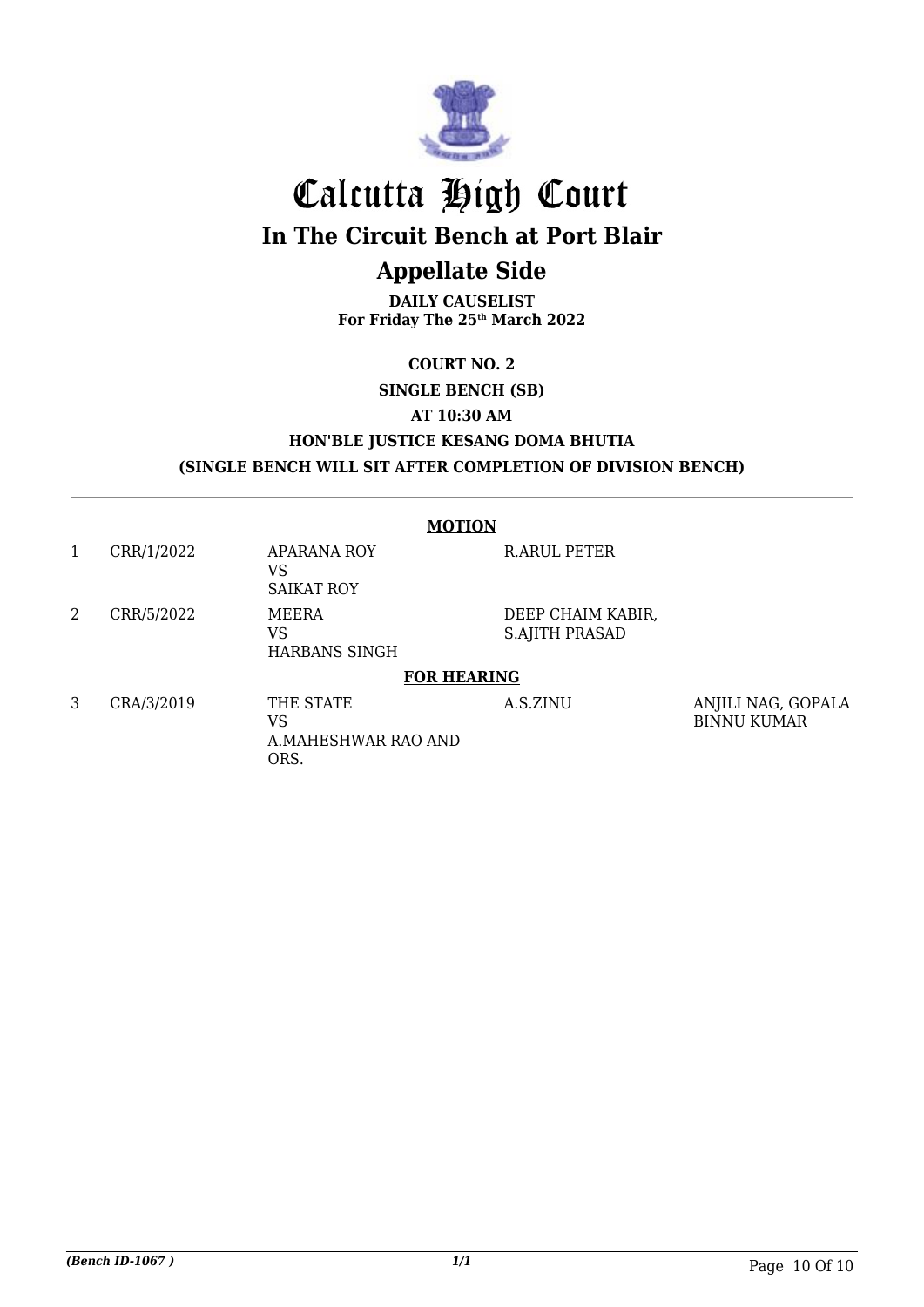# Calcutta High Court

## In The Circuit Bench at Port Blair

## Appellate Side

**DAILY CAUSELIST**
**For Friday The 25th March 2022**

**COURT NO. 2**

**SINGLE BENCH (SB)**

**AT 10:30 AM**

**HON'BLE JUSTICE KESANG DOMA BHUTIA**

**(SINGLE BENCH WILL SIT AFTER COMPLETION OF DIVISION BENCH)**

**MOTION**

| | | | | |
|---|---|---|---|---|
| 1 | CRR/1/2022 | APARANA ROY VS SAIKAT ROY | R.ARUL PETER | |
| 2 | CRR/5/2022 | MEERA VS HARBANS SINGH | DEEP CHAIM KABIR, S.AJITH PRASAD | |

**FOR HEARING**

| | | | | |
|---|---|---|---|---|
| 3 | CRA/3/2019 | THE STATE VS A.MAHESHWAR RAO AND ORS. | A.S.ZINU | ANJILI NAG, GOPALA BINNU KUMAR |

*(Bench ID-1067 )*